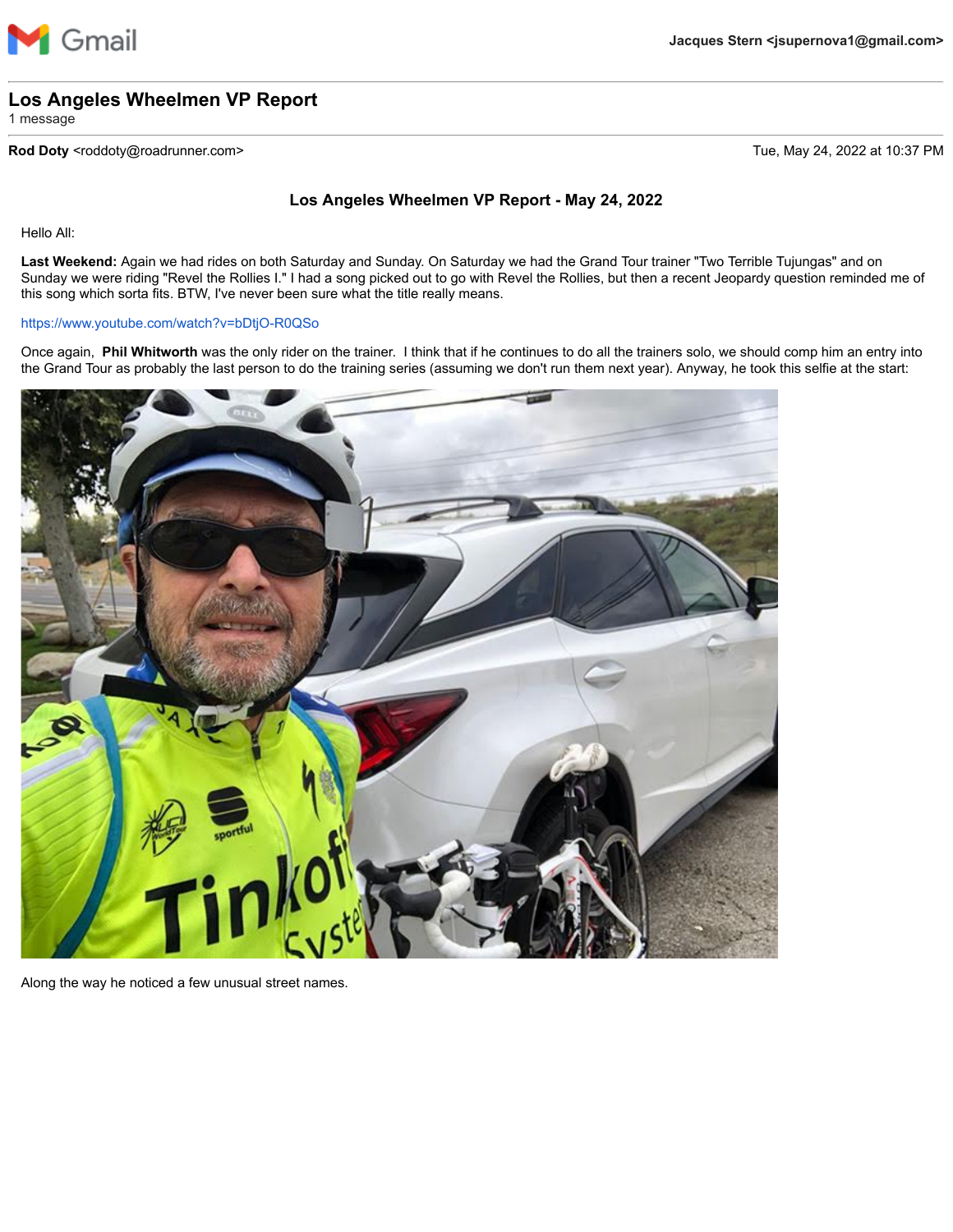Gmail

**Jacques Stern <jsupernova1@gmail.com>**

## Los Angeles Wheelmen VP Report

1 message

**Rod Doty** <roddoty@roadrunner.com> Tue, May 24, 2022 at 10:37 PM

### Los Angeles Wheelmen VP Report - May 24, 2022

Hello All:

**Last Weekend:** Again we had rides on both Saturday and Sunday. On Saturday we had the Grand Tour trainer "Two Terrible Tujungas" and on Sunday we were riding "Revel the Rollies I." I had a song picked out to go with Revel the Rollies, but then a recent Jeopardy question reminded me of this song which sorta fits. BTW, I've never been sure what the title really means.

https://www.youtube.com/watch?v=bDtjO-R0QSo

Once again, **Phil Whitworth** was the only rider on the trainer. I think that if he continues to do all the trainers solo, we should comp him an entry into the Grand Tour as probably the last person to do the training series (assuming we don't run them next year). Anyway, he took this selfie at the start:

Along the way he noticed a few unusual street names.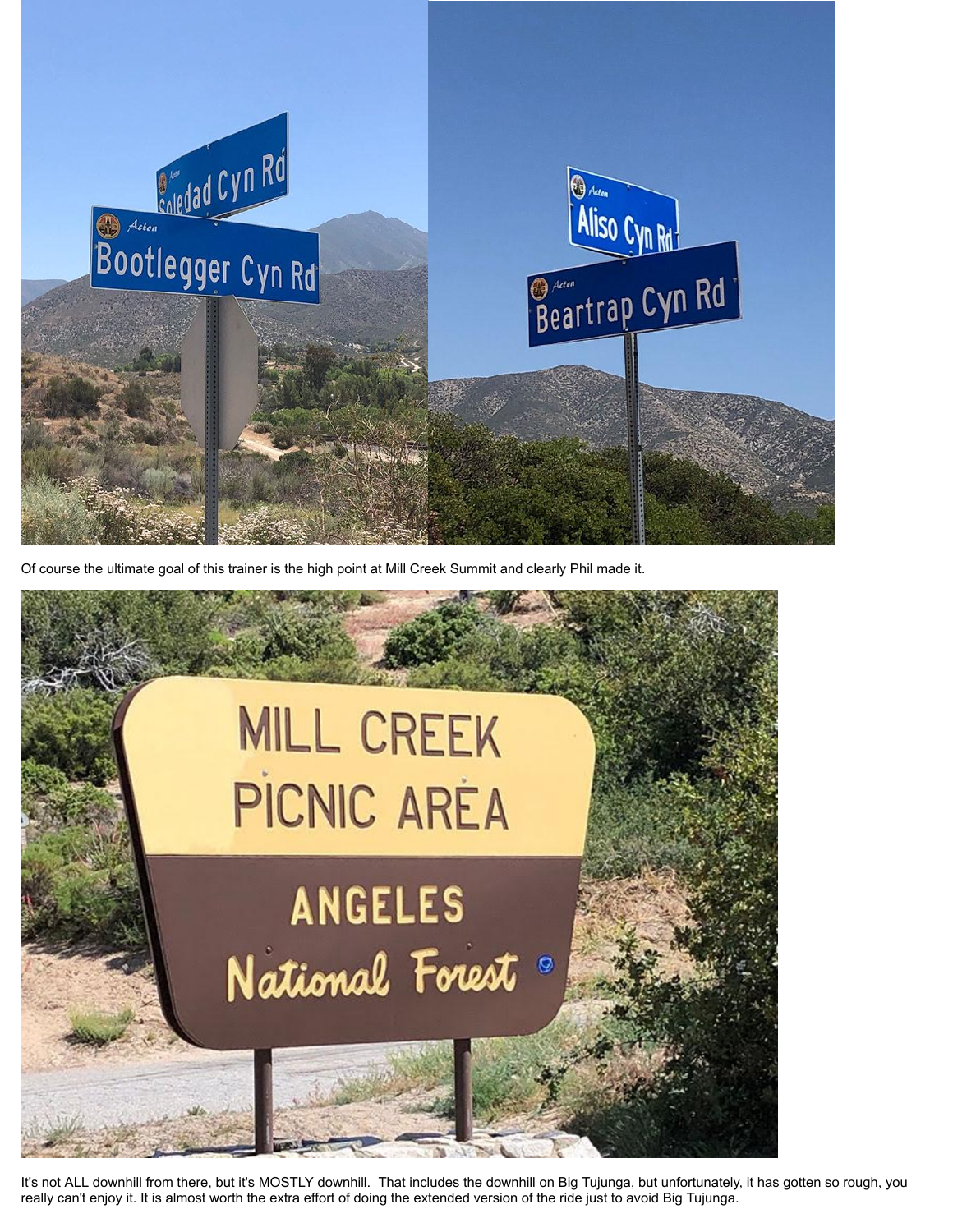Of course the ultimate goal of this trainer is the high point at Mill Creek Summit and clearly Phil made it.

It's not ALL downhill from there, but it's MOSTLY downhill. That includes the downhill on Big Tujunga, but unfortunately, it has gotten so rough, you really can't enjoy it. It is almost worth the extra effort of doing the extended version of the ride just to avoid Big Tujunga.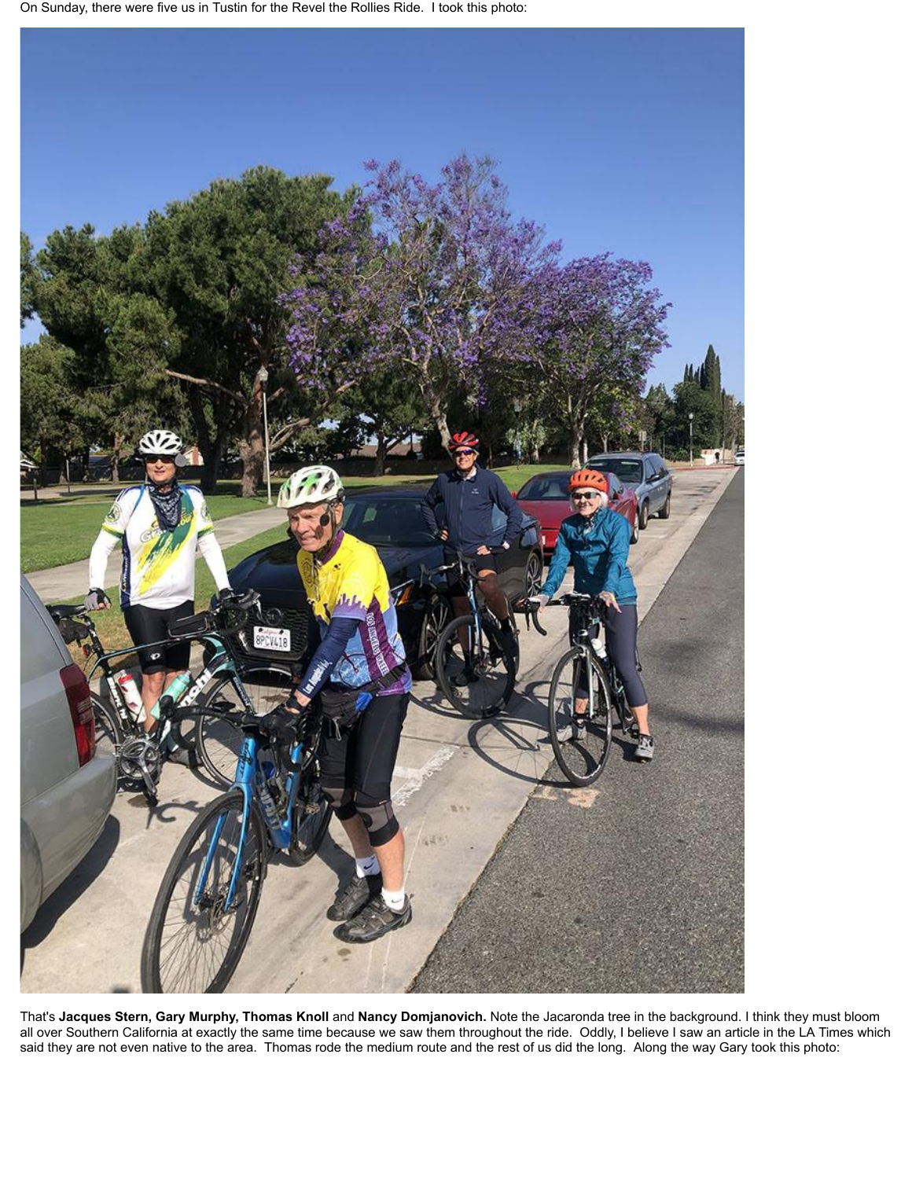On Sunday, there were five us in Tustin for the Revel the Rollies Ride. I took this photo:

That's **Jacques Stern, Gary Murphy, Thomas Knoll** and **Nancy Domjanovich.** Note the Jacaronda tree in the background. I think they must bloom all over Southern California at exactly the same time because we saw them throughout the ride. Oddly, I believe I saw an article in the LA Times which said they are not even native to the area. Thomas rode the medium route and the rest of us did the long. Along the way Gary took this photo: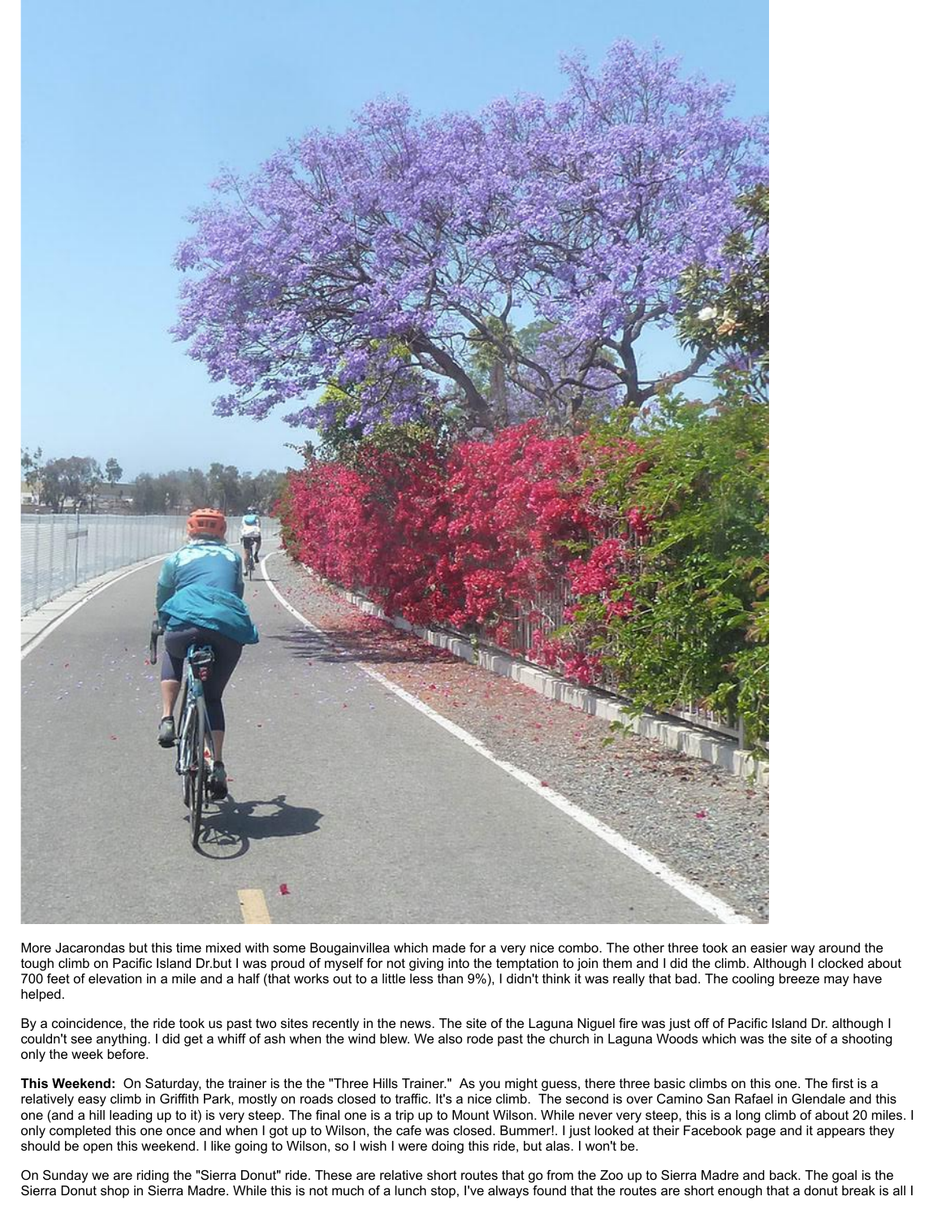More Jacarondas but this time mixed with some Bougainvillea which made for a very nice combo. The other three took an easier way around the tough climb on Pacific Island Dr.but I was proud of myself for not giving into the temptation to join them and I did the climb. Although I clocked about 700 feet of elevation in a mile and a half (that works out to a little less than 9%), I didn't think it was really that bad. The cooling breeze may have helped.

By a coincidence, the ride took us past two sites recently in the news. The site of the Laguna Niguel fire was just off of Pacific Island Dr. although I couldn't see anything. I did get a whiff of ash when the wind blew. We also rode past the church in Laguna Woods which was the site of a shooting only the week before.

**This Weekend:** On Saturday, the trainer is the the "Three Hills Trainer." As you might guess, there three basic climbs on this one. The first is a relatively easy climb in Griffith Park, mostly on roads closed to traffic. It's a nice climb. The second is over Camino San Rafael in Glendale and this one (and a hill leading up to it) is very steep. The final one is a trip up to Mount Wilson. While never very steep, this is a long climb of about 20 miles. I only completed this one once and when I got up to Wilson, the cafe was closed. Bummer!. I just looked at their Facebook page and it appears they should be open this weekend. I like going to Wilson, so I wish I were doing this ride, but alas. I won't be.

On Sunday we are riding the "Sierra Donut" ride. These are relative short routes that go from the Zoo up to Sierra Madre and back. The goal is the Sierra Donut shop in Sierra Madre. While this is not much of a lunch stop, I've always found that the routes are short enough that a donut break is all I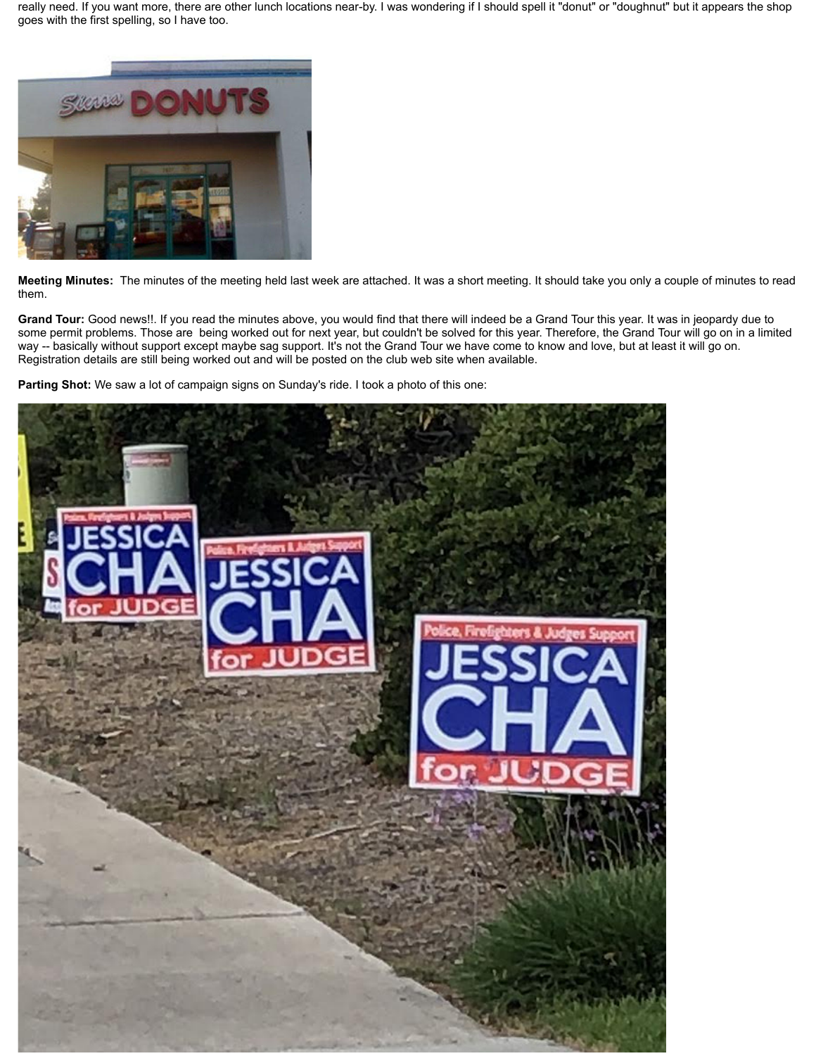really need. If you want more, there are other lunch locations near-by. I was wondering if I should spell it "donut" or "doughnut" but it appears the shop goes with the first spelling, so I have too.

**Meeting Minutes:** The minutes of the meeting held last week are attached. It was a short meeting. It should take you only a couple of minutes to read them.

**Grand Tour:** Good news!!. If you read the minutes above, you would find that there will indeed be a Grand Tour this year. It was in jeopardy due to some permit problems. Those are being worked out for next year, but couldn't be solved for this year. Therefore, the Grand Tour will go on in a limited way -- basically without support except maybe sag support. It's not the Grand Tour we have come to know and love, but at least it will go on. Registration details are still being worked out and will be posted on the club web site when available.

**Parting Shot:** We saw a lot of campaign signs on Sunday's ride. I took a photo of this one: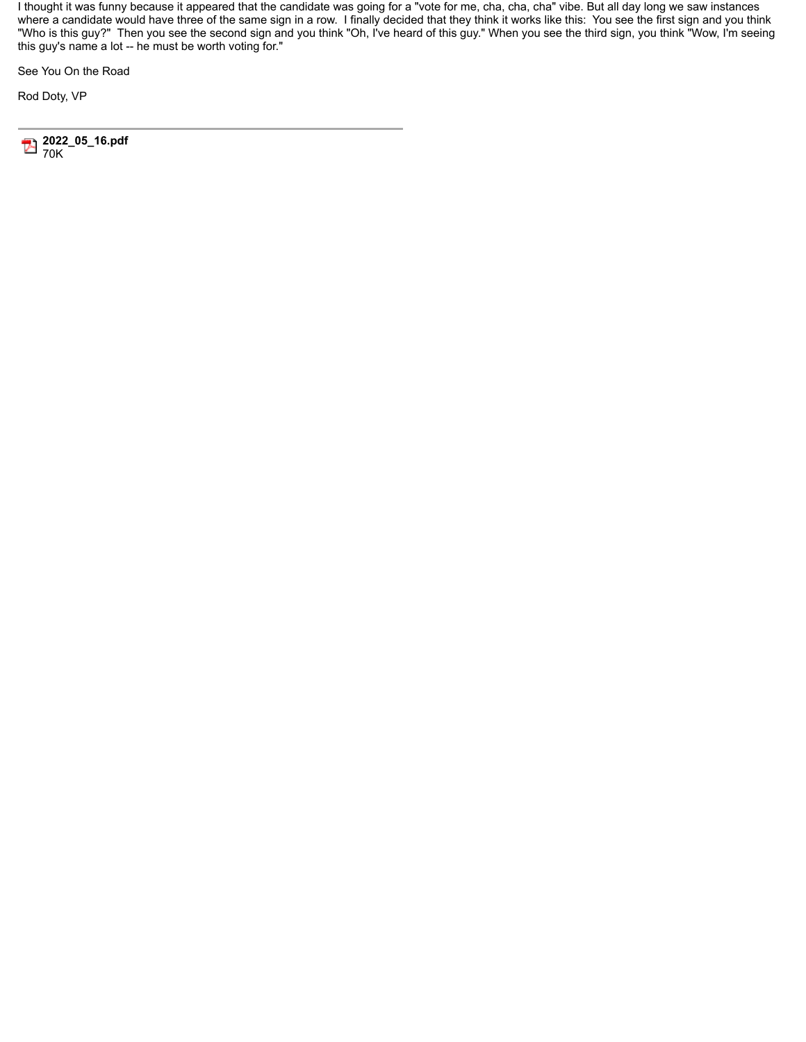I thought it was funny because it appeared that the candidate was going for a "vote for me, cha, cha, cha" vibe. But all day long we saw instances where a candidate would have three of the same sign in a row. I finally decided that they think it works like this: You see the first sign and you think "Who is this guy?" Then you see the second sign and you think "Oh, I've heard of this guy." When you see the third sign, you think "Wow, I'm seeing this guy's name a lot -- he must be worth voting for."

See You On the Road

Rod Doty, VP

---

**2022_05_16.pdf**
70K